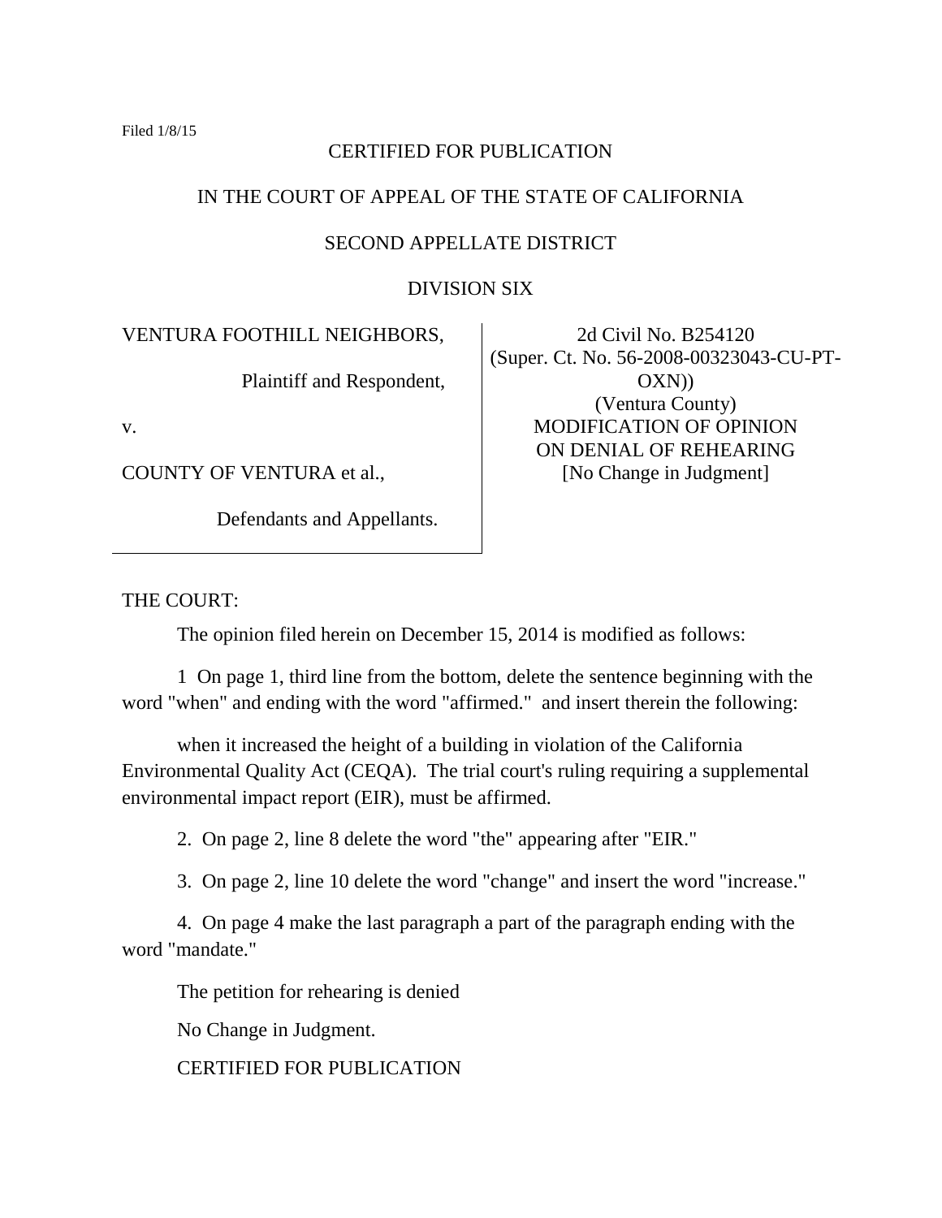Filed 1/8/15

CERTIFIED FOR PUBLICATION

IN THE COURT OF APPEAL OF THE STATE OF CALIFORNIA

SECOND APPELLATE DISTRICT

DIVISION SIX

| | |
|---|---|
| VENTURA FOOTHILL NEIGHBORS,<br><br>Plaintiff and Respondent,<br><br>v.<br><br>COUNTY OF VENTURA et al.,<br><br>Defendants and Appellants. | 2d Civil No. B254120<br>(Super. Ct. No. 56-2008-00323043-CU-PT-OXN))<br>(Ventura County)<br>MODIFICATION OF OPINION ON DENIAL OF REHEARING<br>[No Change in Judgment] |

THE COURT:

The opinion filed herein on December 15, 2014 is modified as follows:

1 On page 1, third line from the bottom, delete the sentence beginning with the word "when" and ending with the word "affirmed." and insert therein the following:

when it increased the height of a building in violation of the California Environmental Quality Act (CEQA). The trial court's ruling requiring a supplemental environmental impact report (EIR), must be affirmed.

2. On page 2, line 8 delete the word "the" appearing after "EIR."

3. On page 2, line 10 delete the word "change" and insert the word "increase."

4. On page 4 make the last paragraph a part of the paragraph ending with the word "mandate."

The petition for rehearing is denied

No Change in Judgment.

CERTIFIED FOR PUBLICATION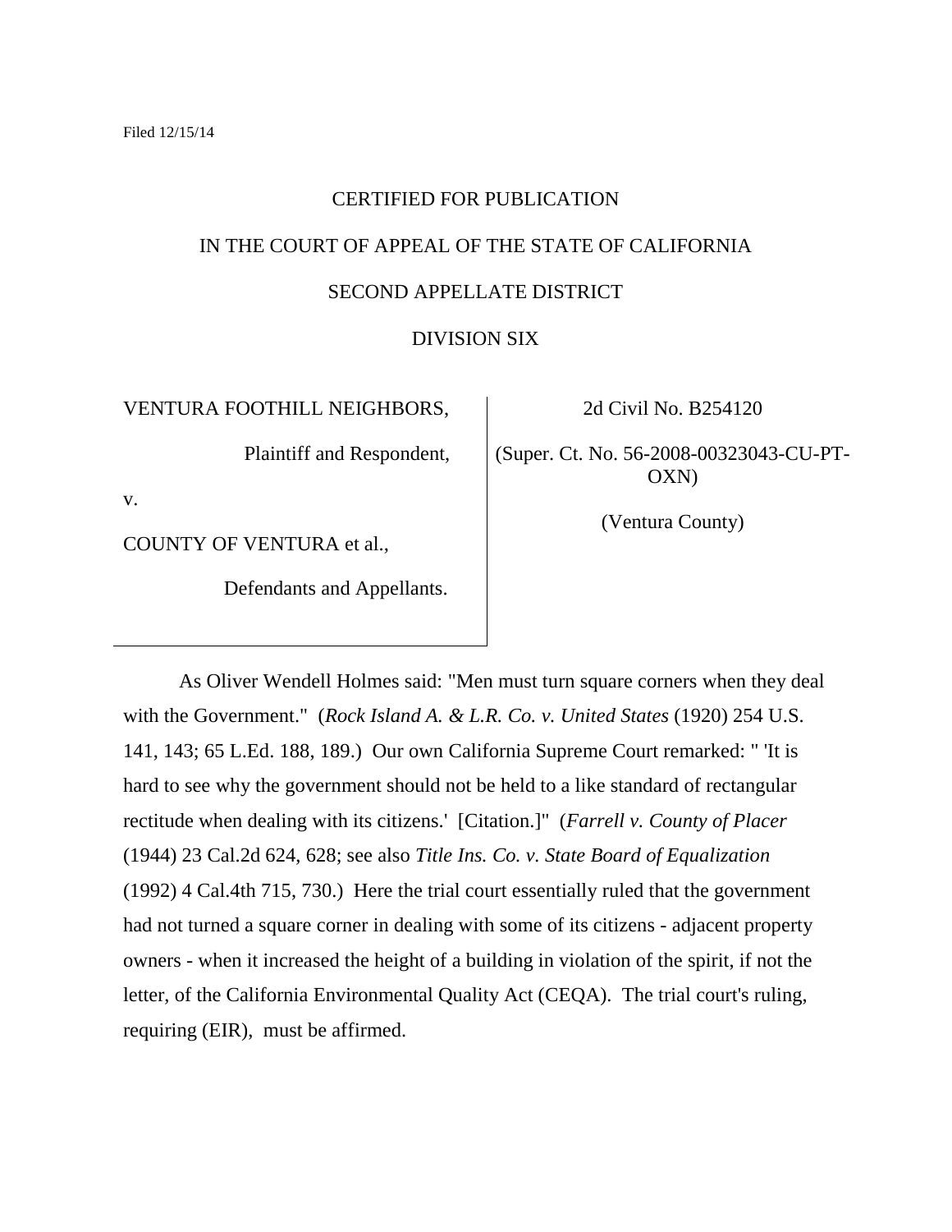Filed 12/15/14

CERTIFIED FOR PUBLICATION

IN THE COURT OF APPEAL OF THE STATE OF CALIFORNIA

SECOND APPELLATE DISTRICT

DIVISION SIX

| | |
|---|---|
| VENTURA FOOTHILL NEIGHBORS,<br><br>Plaintiff and Respondent,<br><br>v.<br><br>COUNTY OF VENTURA et al.,<br><br>Defendants and Appellants. | 2d Civil No. B254120<br><br>(Super. Ct. No. 56-2008-00323043-CU-PT-OXN)<br><br>(Ventura County) |

As Oliver Wendell Holmes said: "Men must turn square corners when they deal with the Government." (*Rock Island A. & L.R. Co. v. United States* (1920) 254 U.S. 141, 143; 65 L.Ed. 188, 189.) Our own California Supreme Court remarked: " 'It is hard to see why the government should not be held to a like standard of rectangular rectitude when dealing with its citizens.' [Citation.]" (*Farrell v. County of Placer* (1944) 23 Cal.2d 624, 628; see also *Title Ins. Co. v. State Board of Equalization* (1992) 4 Cal.4th 715, 730.) Here the trial court essentially ruled that the government had not turned a square corner in dealing with some of its citizens - adjacent property owners - when it increased the height of a building in violation of the spirit, if not the letter, of the California Environmental Quality Act (CEQA). The trial court's ruling, requiring (EIR), must be affirmed.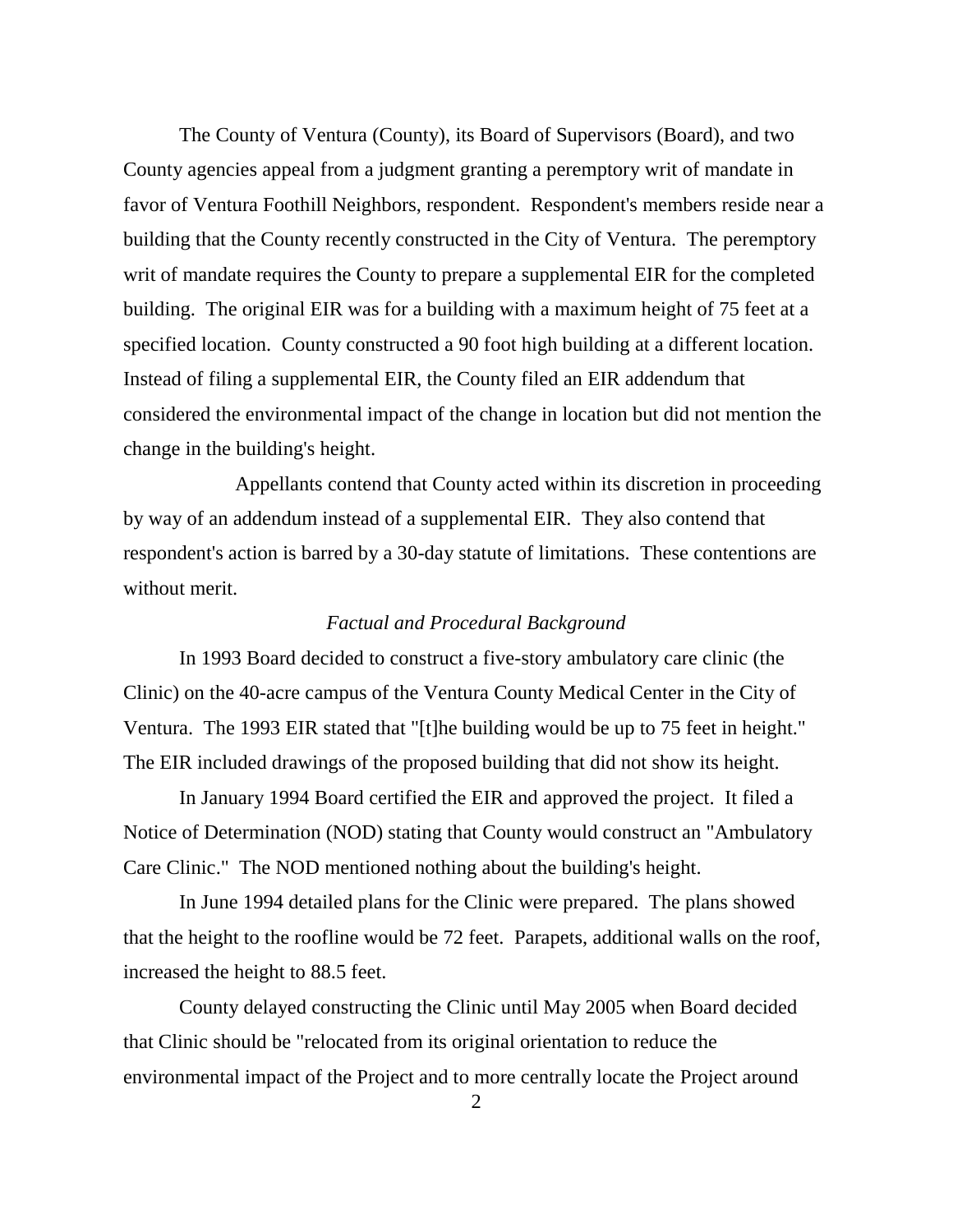The County of Ventura (County), its Board of Supervisors (Board), and two County agencies appeal from a judgment granting a peremptory writ of mandate in favor of Ventura Foothill Neighbors, respondent. Respondent's members reside near a building that the County recently constructed in the City of Ventura. The peremptory writ of mandate requires the County to prepare a supplemental EIR for the completed building. The original EIR was for a building with a maximum height of 75 feet at a specified location. County constructed a 90 foot high building at a different location. Instead of filing a supplemental EIR, the County filed an EIR addendum that considered the environmental impact of the change in location but did not mention the change in the building's height.

Appellants contend that County acted within its discretion in proceeding by way of an addendum instead of a supplemental EIR. They also contend that respondent's action is barred by a 30-day statute of limitations. These contentions are without merit.

*Factual and Procedural Background*

In 1993 Board decided to construct a five-story ambulatory care clinic (the Clinic) on the 40-acre campus of the Ventura County Medical Center in the City of Ventura. The 1993 EIR stated that "[t]he building would be up to 75 feet in height." The EIR included drawings of the proposed building that did not show its height.

In January 1994 Board certified the EIR and approved the project. It filed a Notice of Determination (NOD) stating that County would construct an "Ambulatory Care Clinic." The NOD mentioned nothing about the building's height.

In June 1994 detailed plans for the Clinic were prepared. The plans showed that the height to the roofline would be 72 feet. Parapets, additional walls on the roof, increased the height to 88.5 feet.

County delayed constructing the Clinic until May 2005 when Board decided that Clinic should be "relocated from its original orientation to reduce the environmental impact of the Project and to more centrally locate the Project around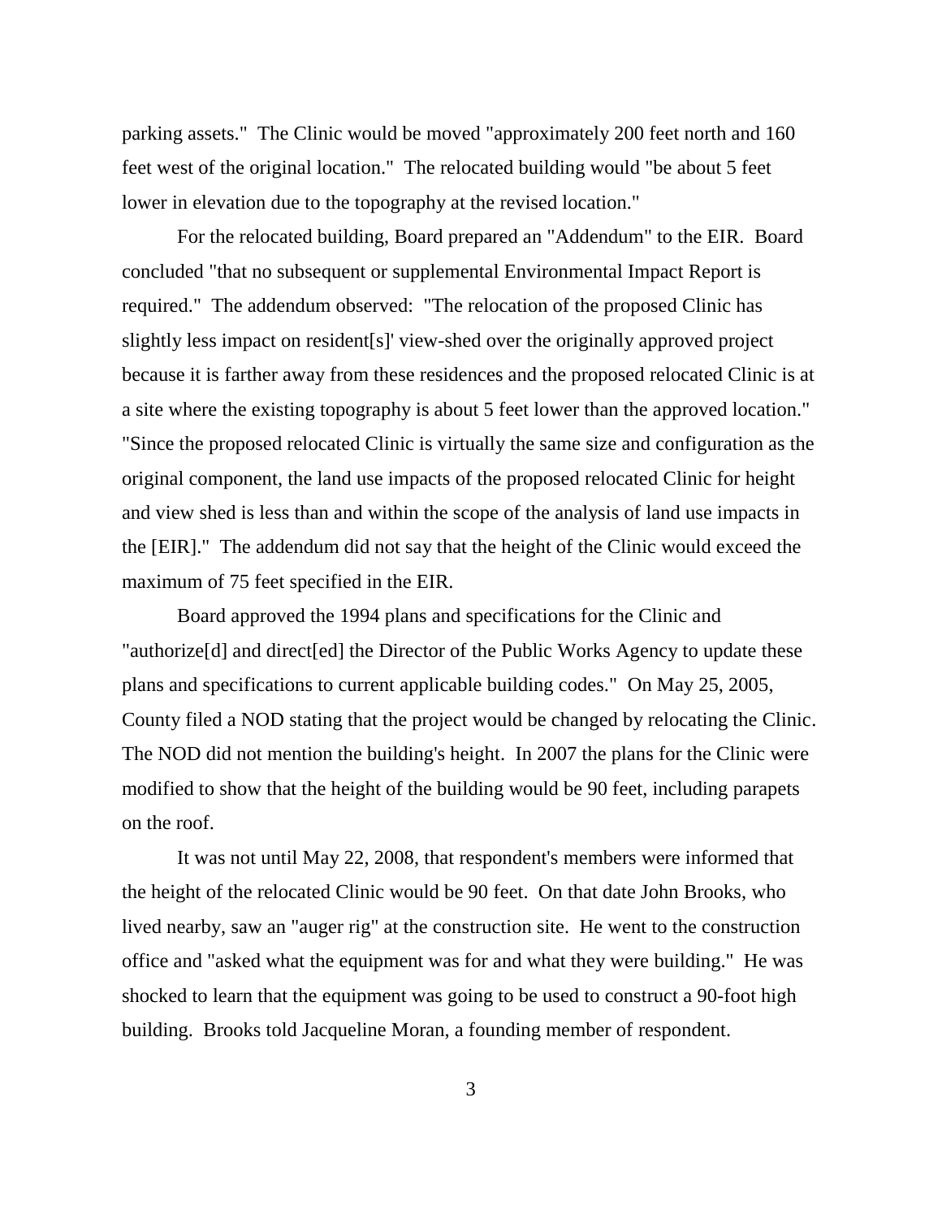parking assets." The Clinic would be moved "approximately 200 feet north and 160 feet west of the original location." The relocated building would "be about 5 feet lower in elevation due to the topography at the revised location."

For the relocated building, Board prepared an "Addendum" to the EIR. Board concluded "that no subsequent or supplemental Environmental Impact Report is required." The addendum observed: "The relocation of the proposed Clinic has slightly less impact on resident[s]' view-shed over the originally approved project because it is farther away from these residences and the proposed relocated Clinic is at a site where the existing topography is about 5 feet lower than the approved location." "Since the proposed relocated Clinic is virtually the same size and configuration as the original component, the land use impacts of the proposed relocated Clinic for height and view shed is less than and within the scope of the analysis of land use impacts in the [EIR]." The addendum did not say that the height of the Clinic would exceed the maximum of 75 feet specified in the EIR.

Board approved the 1994 plans and specifications for the Clinic and "authorize[d] and direct[ed] the Director of the Public Works Agency to update these plans and specifications to current applicable building codes." On May 25, 2005, County filed a NOD stating that the project would be changed by relocating the Clinic. The NOD did not mention the building's height. In 2007 the plans for the Clinic were modified to show that the height of the building would be 90 feet, including parapets on the roof.

It was not until May 22, 2008, that respondent's members were informed that the height of the relocated Clinic would be 90 feet. On that date John Brooks, who lived nearby, saw an "auger rig" at the construction site. He went to the construction office and "asked what the equipment was for and what they were building." He was shocked to learn that the equipment was going to be used to construct a 90-foot high building. Brooks told Jacqueline Moran, a founding member of respondent.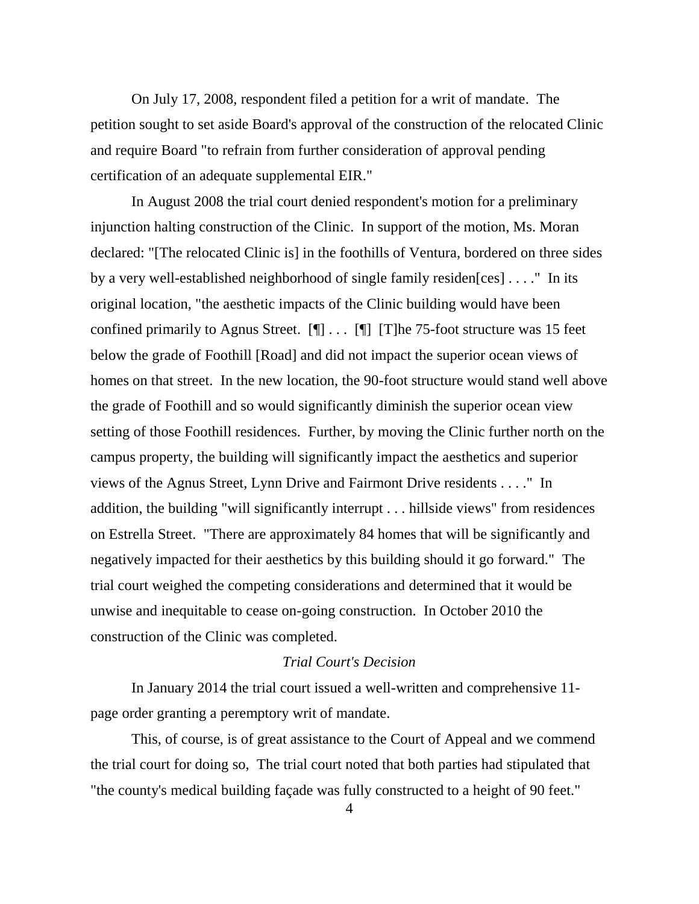On July 17, 2008, respondent filed a petition for a writ of mandate. The petition sought to set aside Board's approval of the construction of the relocated Clinic and require Board "to refrain from further consideration of approval pending certification of an adequate supplemental EIR."

In August 2008 the trial court denied respondent's motion for a preliminary injunction halting construction of the Clinic. In support of the motion, Ms. Moran declared: "[The relocated Clinic is] in the foothills of Ventura, bordered on three sides by a very well-established neighborhood of single family residen[ces] . . . ." In its original location, "the aesthetic impacts of the Clinic building would have been confined primarily to Agnus Street. [¶] . . . [¶] [T]he 75-foot structure was 15 feet below the grade of Foothill [Road] and did not impact the superior ocean views of homes on that street. In the new location, the 90-foot structure would stand well above the grade of Foothill and so would significantly diminish the superior ocean view setting of those Foothill residences. Further, by moving the Clinic further north on the campus property, the building will significantly impact the aesthetics and superior views of the Agnus Street, Lynn Drive and Fairmont Drive residents . . . ." In addition, the building "will significantly interrupt . . . hillside views" from residences on Estrella Street. "There are approximately 84 homes that will be significantly and negatively impacted for their aesthetics by this building should it go forward." The trial court weighed the competing considerations and determined that it would be unwise and inequitable to cease on-going construction. In October 2010 the construction of the Clinic was completed.

*Trial Court's Decision*

In January 2014 the trial court issued a well-written and comprehensive 11-page order granting a peremptory writ of mandate.

This, of course, is of great assistance to the Court of Appeal and we commend the trial court for doing so, The trial court noted that both parties had stipulated that "the county's medical building façade was fully constructed to a height of 90 feet."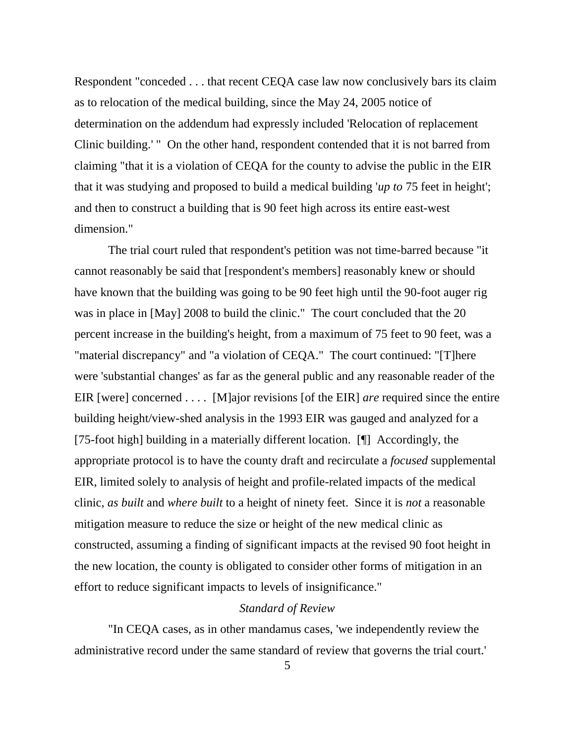Respondent "conceded . . . that recent CEQA case law now conclusively bars its claim as to relocation of the medical building, since the May 24, 2005 notice of determination on the addendum had expressly included 'Relocation of replacement Clinic building.' " On the other hand, respondent contended that it is not barred from claiming "that it is a violation of CEQA for the county to advise the public in the EIR that it was studying and proposed to build a medical building '*up to* 75 feet in height'; and then to construct a building that is 90 feet high across its entire east-west dimension."

The trial court ruled that respondent's petition was not time-barred because "it cannot reasonably be said that [respondent's members] reasonably knew or should have known that the building was going to be 90 feet high until the 90-foot auger rig was in place in [May] 2008 to build the clinic." The court concluded that the 20 percent increase in the building's height, from a maximum of 75 feet to 90 feet, was a "material discrepancy" and "a violation of CEQA." The court continued: "[T]here were 'substantial changes' as far as the general public and any reasonable reader of the EIR [were] concerned . . . . [M]ajor revisions [of the EIR] *are* required since the entire building height/view-shed analysis in the 1993 EIR was gauged and analyzed for a [75-foot high] building in a materially different location. [¶] Accordingly, the appropriate protocol is to have the county draft and recirculate a *focused* supplemental EIR, limited solely to analysis of height and profile-related impacts of the medical clinic, *as built* and *where built* to a height of ninety feet. Since it is *not* a reasonable mitigation measure to reduce the size or height of the new medical clinic as constructed, assuming a finding of significant impacts at the revised 90 foot height in the new location, the county is obligated to consider other forms of mitigation in an effort to reduce significant impacts to levels of insignificance."

*Standard of Review*

"In CEQA cases, as in other mandamus cases, 'we independently review the administrative record under the same standard of review that governs the trial court.'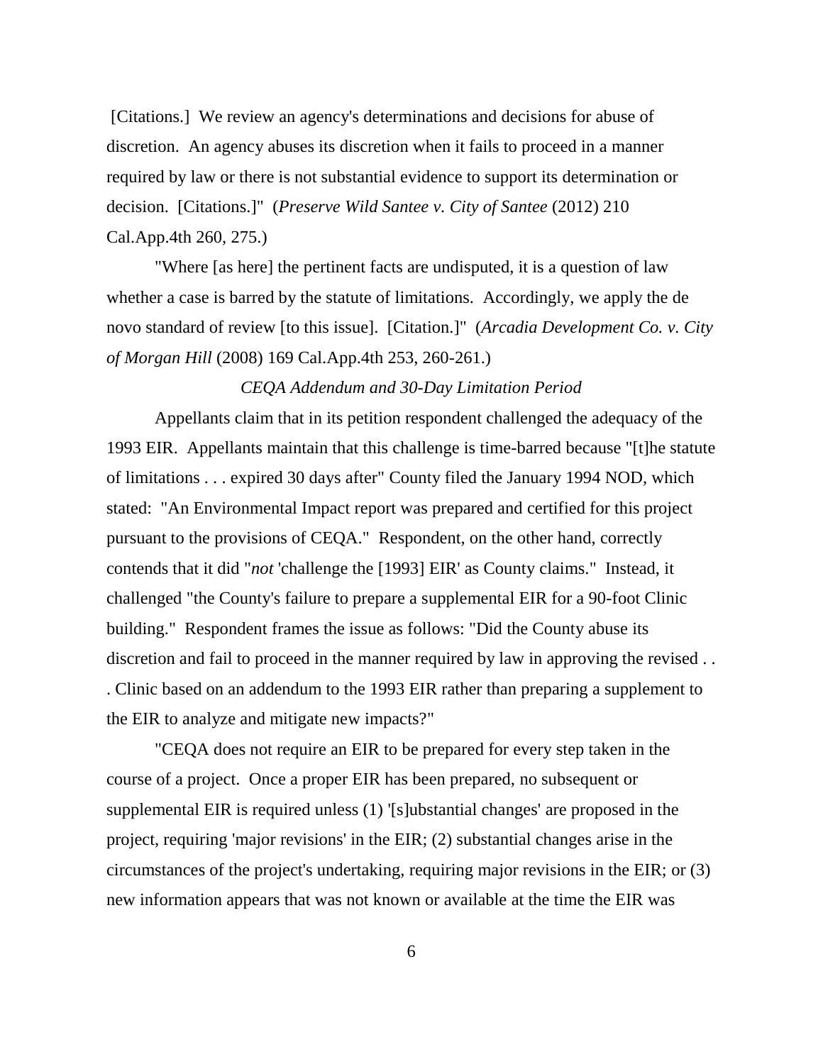[Citations.] We review an agency's determinations and decisions for abuse of discretion. An agency abuses its discretion when it fails to proceed in a manner required by law or there is not substantial evidence to support its determination or decision. [Citations.]" (*Preserve Wild Santee v. City of Santee* (2012) 210 Cal.App.4th 260, 275.)

"Where [as here] the pertinent facts are undisputed, it is a question of law whether a case is barred by the statute of limitations. Accordingly, we apply the de novo standard of review [to this issue]. [Citation.]" (*Arcadia Development Co. v. City of Morgan Hill* (2008) 169 Cal.App.4th 253, 260-261.)

*CEQA Addendum and 30-Day Limitation Period*

Appellants claim that in its petition respondent challenged the adequacy of the 1993 EIR. Appellants maintain that this challenge is time-barred because "[t]he statute of limitations . . . expired 30 days after" County filed the January 1994 NOD, which stated: "An Environmental Impact report was prepared and certified for this project pursuant to the provisions of CEQA." Respondent, on the other hand, correctly contends that it did "*not* 'challenge the [1993] EIR' as County claims." Instead, it challenged "the County's failure to prepare a supplemental EIR for a 90-foot Clinic building." Respondent frames the issue as follows: "Did the County abuse its discretion and fail to proceed in the manner required by law in approving the revised . . . Clinic based on an addendum to the 1993 EIR rather than preparing a supplement to the EIR to analyze and mitigate new impacts?"

"CEQA does not require an EIR to be prepared for every step taken in the course of a project. Once a proper EIR has been prepared, no subsequent or supplemental EIR is required unless (1) '[s]ubstantial changes' are proposed in the project, requiring 'major revisions' in the EIR; (2) substantial changes arise in the circumstances of the project's undertaking, requiring major revisions in the EIR; or (3) new information appears that was not known or available at the time the EIR was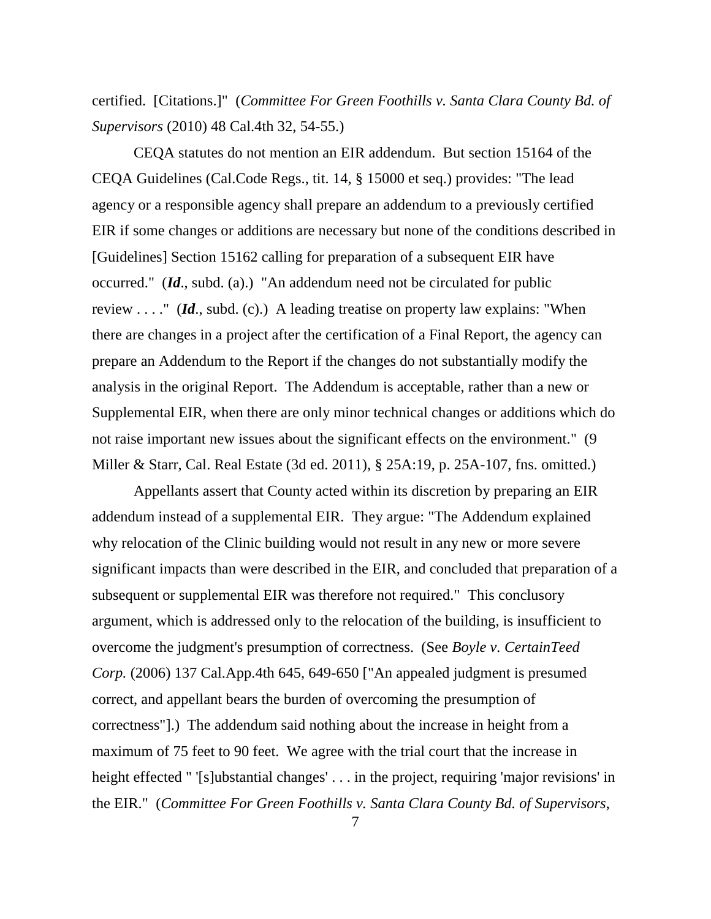certified. [Citations.]" (*Committee For Green Foothills v. Santa Clara County Bd. of Supervisors* (2010) 48 Cal.4th 32, 54-55.)

CEQA statutes do not mention an EIR addendum. But section 15164 of the CEQA Guidelines (Cal.Code Regs., tit. 14, § 15000 et seq.) provides: "The lead agency or a responsible agency shall prepare an addendum to a previously certified EIR if some changes or additions are necessary but none of the conditions described in [Guidelines] Section 15162 calling for preparation of a subsequent EIR have occurred." (***Id***., subd. (a).) "An addendum need not be circulated for public review . . . ." (***Id***., subd. (c).) A leading treatise on property law explains: "When there are changes in a project after the certification of a Final Report, the agency can prepare an Addendum to the Report if the changes do not substantially modify the analysis in the original Report. The Addendum is acceptable, rather than a new or Supplemental EIR, when there are only minor technical changes or additions which do not raise important new issues about the significant effects on the environment." (9 Miller & Starr, Cal. Real Estate (3d ed. 2011), § 25A:19, p. 25A-107, fns. omitted.)

Appellants assert that County acted within its discretion by preparing an EIR addendum instead of a supplemental EIR. They argue: "The Addendum explained why relocation of the Clinic building would not result in any new or more severe significant impacts than were described in the EIR, and concluded that preparation of a subsequent or supplemental EIR was therefore not required." This conclusory argument, which is addressed only to the relocation of the building, is insufficient to overcome the judgment's presumption of correctness. (See *Boyle v. CertainTeed Corp.* (2006) 137 Cal.App.4th 645, 649-650 ["An appealed judgment is presumed correct, and appellant bears the burden of overcoming the presumption of correctness"].) The addendum said nothing about the increase in height from a maximum of 75 feet to 90 feet. We agree with the trial court that the increase in height effected " '[s]ubstantial changes' . . . in the project, requiring 'major revisions' in the EIR." (*Committee For Green Foothills v. Santa Clara County Bd. of Supervisors*,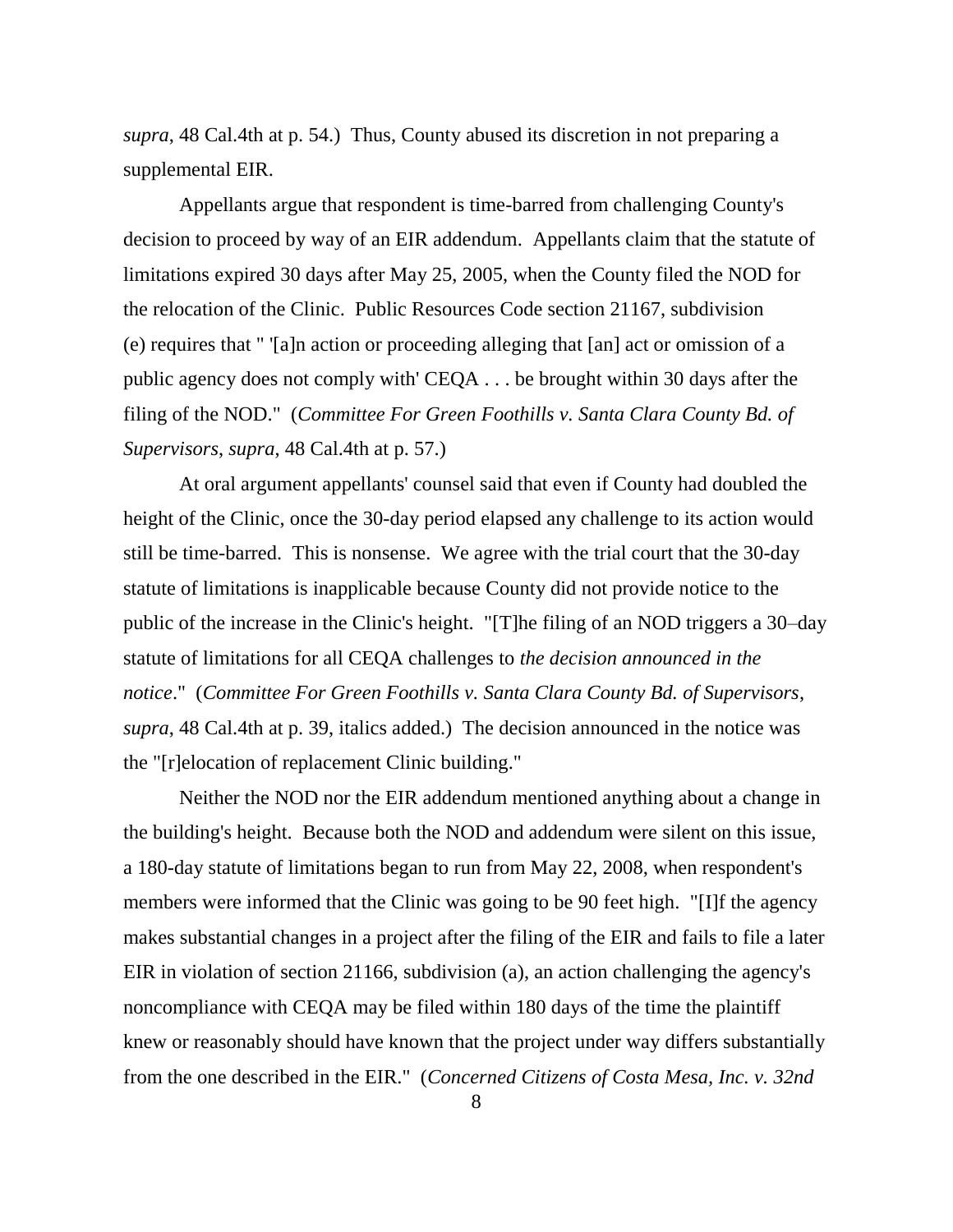*supra*, 48 Cal.4th at p. 54.) Thus, County abused its discretion in not preparing a supplemental EIR.

Appellants argue that respondent is time-barred from challenging County's decision to proceed by way of an EIR addendum. Appellants claim that the statute of limitations expired 30 days after May 25, 2005, when the County filed the NOD for the relocation of the Clinic. Public Resources Code section 21167, subdivision (e) requires that " '[a]n action or proceeding alleging that [an] act or omission of a public agency does not comply with' CEQA . . . be brought within 30 days after the filing of the NOD." (*Committee For Green Foothills v. Santa Clara County Bd. of Supervisors*, *supra*, 48 Cal.4th at p. 57.)

At oral argument appellants' counsel said that even if County had doubled the height of the Clinic, once the 30-day period elapsed any challenge to its action would still be time-barred. This is nonsense. We agree with the trial court that the 30-day statute of limitations is inapplicable because County did not provide notice to the public of the increase in the Clinic's height. "[T]he filing of an NOD triggers a 30–day statute of limitations for all CEQA challenges to *the decision announced in the notice*." (*Committee For Green Foothills v. Santa Clara County Bd. of Supervisors*, *supra*, 48 Cal.4th at p. 39, italics added.) The decision announced in the notice was the "[r]elocation of replacement Clinic building."

Neither the NOD nor the EIR addendum mentioned anything about a change in the building's height. Because both the NOD and addendum were silent on this issue, a 180-day statute of limitations began to run from May 22, 2008, when respondent's members were informed that the Clinic was going to be 90 feet high. "[I]f the agency makes substantial changes in a project after the filing of the EIR and fails to file a later EIR in violation of section 21166, subdivision (a), an action challenging the agency's noncompliance with CEQA may be filed within 180 days of the time the plaintiff knew or reasonably should have known that the project under way differs substantially from the one described in the EIR." (*Concerned Citizens of Costa Mesa, Inc. v. 32nd*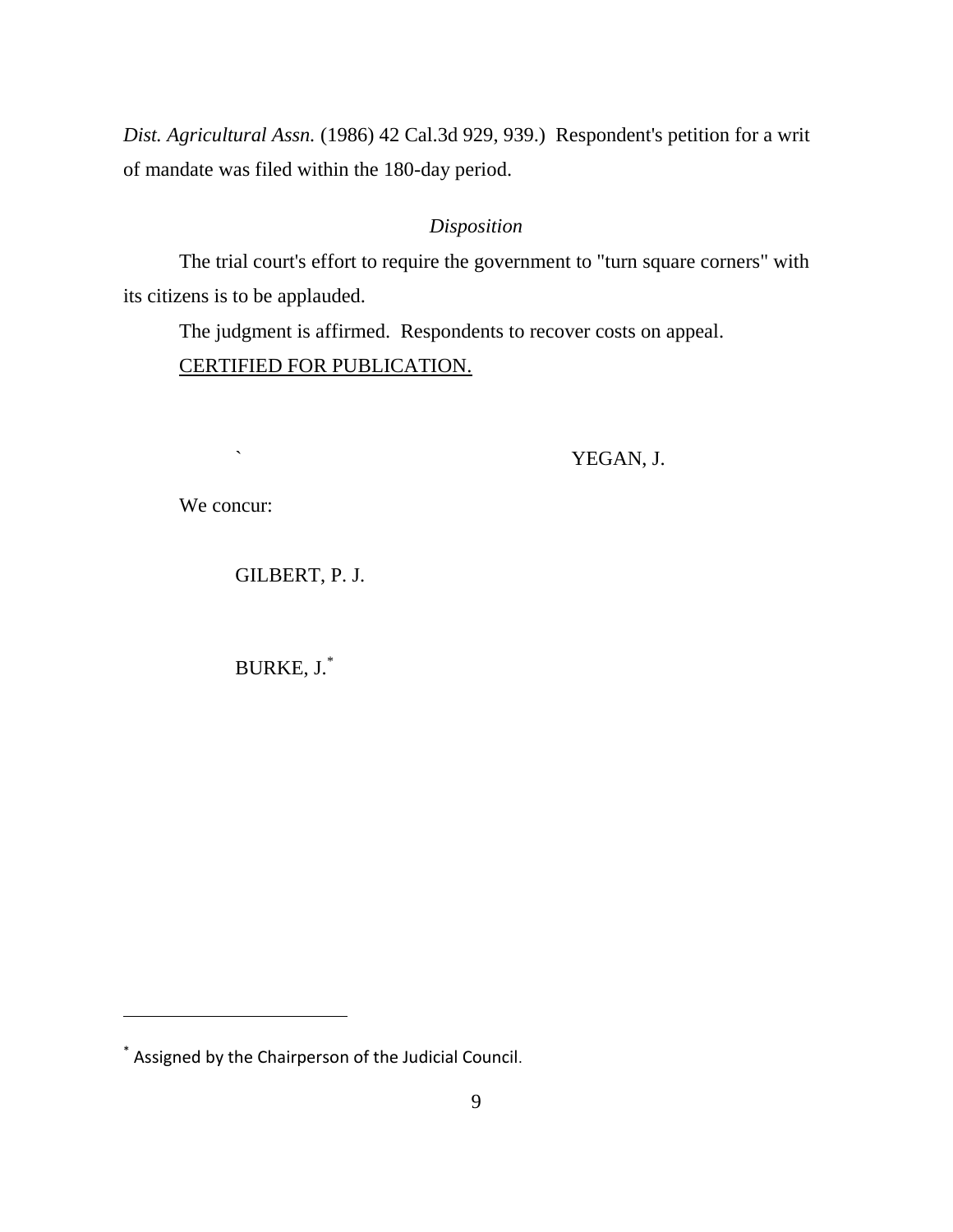*Dist. Agricultural Assn.* (1986) 42 Cal.3d 929, 939.) Respondent's petition for a writ of mandate was filed within the 180-day period.

*Disposition*

The trial court's effort to require the government to "turn square corners" with its citizens is to be applauded.

The judgment is affirmed. Respondents to recover costs on appeal.

CERTIFIED FOR PUBLICATION.

` YEGAN, J.

We concur:

GILBERT, P. J.

BURKE, J.*

---

* Assigned by the Chairperson of the Judicial Council.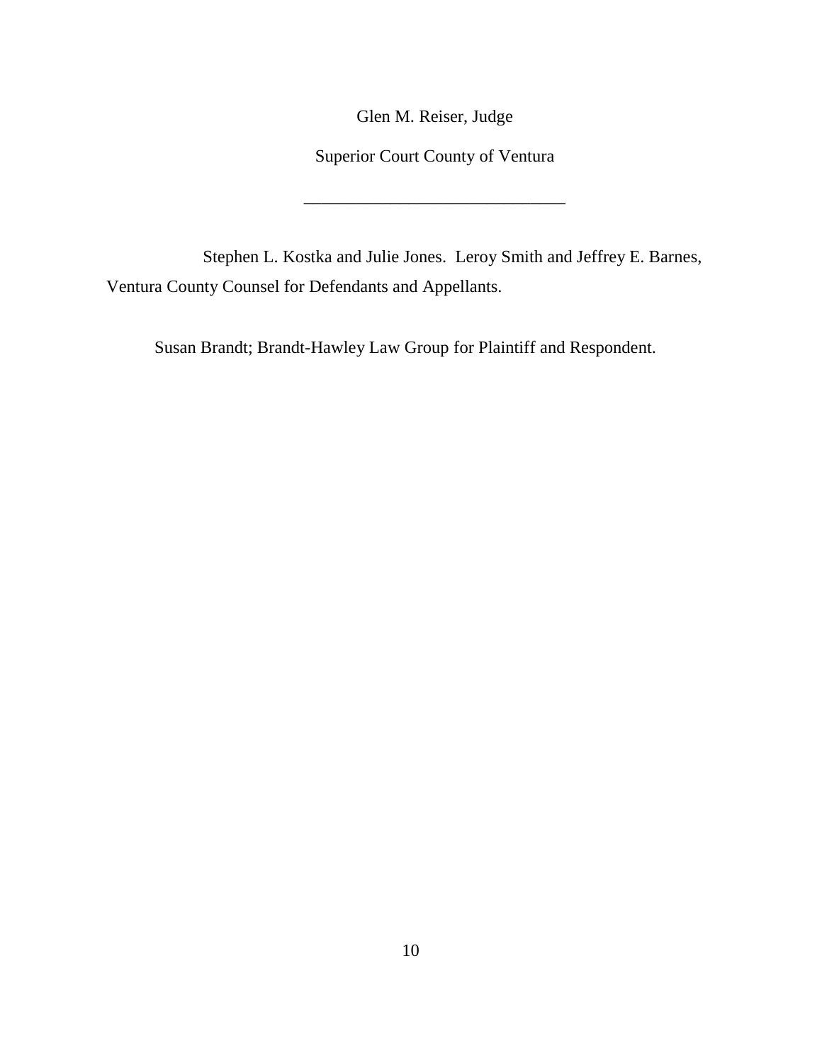Glen M. Reiser, Judge

Superior Court County of Ventura

______________________________

Stephen L. Kostka and Julie Jones. Leroy Smith and Jeffrey E. Barnes, Ventura County Counsel for Defendants and Appellants.

Susan Brandt; Brandt-Hawley Law Group for Plaintiff and Respondent.